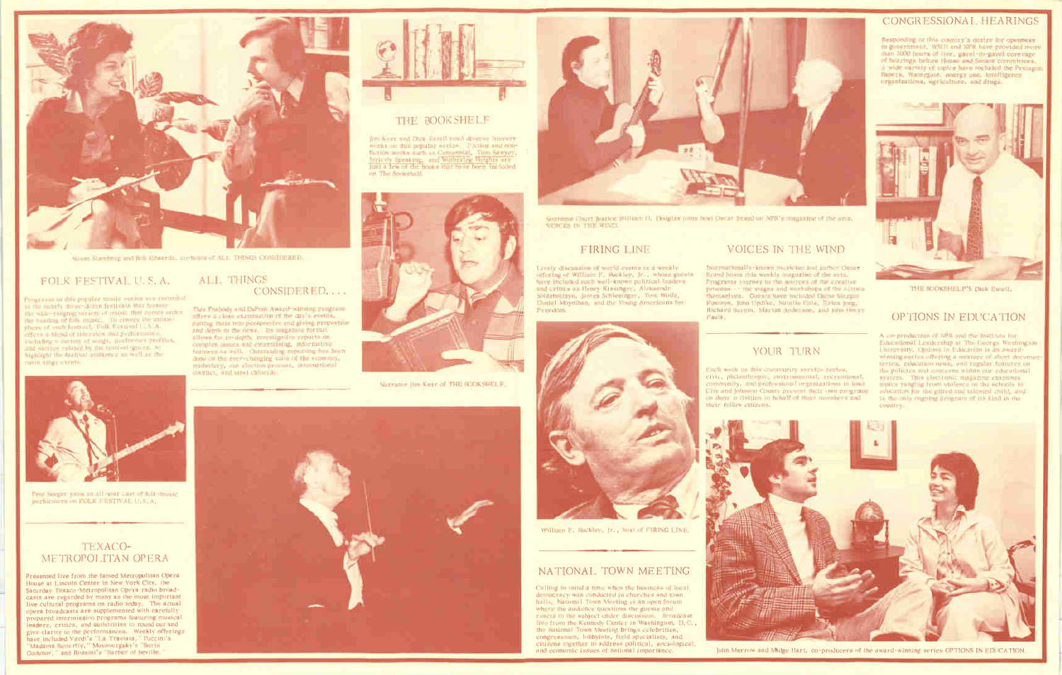Susan Stamberg and Bob Edwards, co-hosts of ALL THINGS CONSIDERED.

## FOLK FESTIVAL U.S.A.

Programs in this popular music series are recorded at the nearly three-dozen festivals that feature the wide-ranging variety of music that comes under the heading of folk music. To convey the atmosphere of each festival, Folk Festival U.S.A. offers a blend of interview and performance, including a variety of songs, performer profiles, and sketches related by the festival-goers, to highlight the festival audience as well as the main stage events.

Pete Seeger joins an all-star cast of folk-music performers on FOLK FESTIVAL U.S.A.

## TEXACO-METROPOLITAN OPERA

Presented live from the famed Metropolitan Opera House at Lincoln Center in New York City, the Saturday Texaco-Metropolitan Opera radio broadcasts are regarded by many as the most important live cultural programs on radio today. The actual opera broadcasts are supplemented with carefully prepared intermission programs featuring musical leaders, critics, and authorities to round out and give clarity to the performances. Weekly offerings have included Verdi's "La Traviata," Puccini's "Madame Butterfly," Moussorgsky's "Boris Godunov," and Rossini's "Barber of Seville."

## ALL THINGS CONSIDERED....

This Peabody and DuPont Award-winning program offers a close examination of the day's events, putting them into perspective and giving proportion and depth to the news. Its magazine format allows for in-depth, investigative reports on complex issues and entertaining, informative features as well. Outstanding reporting has been done on the ever-changing state of the economy, midwifery, our election process, international conflict, and steel chloride.

## THE BOOKSHELF

Jim Kerr and Dick Estell read diverse literary works on this popular series. Fiction and nonfiction works such as Centennial, Tom Sawyer, Strictly Speaking, and Wuthering Heights are just a few of the books that have been included on The Bookshelf.

Narrator Jim Kerr of THE BOOKSHELF.

Supreme Court Justice William O. Douglas joins host Oscar Brand on NPR's magazine of the arts, VOICES IN THE WIND.

## FIRING LINE

Lively discussion of world events is a weekly offering of William F. Buckley, Jr., whose guests have included such well-known political leaders and critics as Henry Kissinger, Aleksandr Solzhenitsyn, James Schlesinger, Tom Wolfe, Daniel Moynihan, and the Young Americans for Freedom.

William F. Buckley, Jr., host of FIRING LINE.

## NATIONAL TOWN MEETING

Calling to mind a time when the business of local democracy was conducted in churches and town halls, National Town Meeting is an open forum where the audience questions the guests and reacts to the subject under discussion. Broadcast live from the Kennedy Center in Washington, D.C., the National Town Meeting brings celebrities, congressmen, lobbyists, field specialists, and citizens together to address political, sociological, and economic issues of national importance.

## VOICES IN THE WIND

Internationally-known musician and author Oscar Brand hosts this weekly magazine of the arts. Programs journey to the sources of the creative process -- the stages and workshops of the artists themselves. Guests have included Dame Margot Fonteyn, John Updike, Natalie Cole, Erica Jong, Richard Burton, Marian Anderson, and John Henry Faulk.

## YOUR TURN

Each week on this community service series, civic, philanthropic, environmental, recreational, community, and professional organizations in Iowa City and Johnson County present their own programs on their activities in behalf of their members and their fellow citizens.

## CONGRESSIONAL HEARINGS

Responding to this country's desire for openness in government, WSUI and NPR have provided more than 1000 hours of live, gavel-to-gavel coverage of hearings before House and Senate committees. A wide variety of topics have included the Pentagon Papers, Watergate, energy use, intelligence organizations, agriculture, and drugs.

THE BOOKSHELF'S Dick Estell.

## OPTIONS IN EDUCATION

A co-production of NPR and the Institute for Educational Leadership at The George Washington University, Options in Education is an award-winning series offering a mixture of short documentaries, education news, and regular features on the policies and concerns within our educational system. This electronic magazine examines topics ranging from violence in the schools to education for the gifted and talented child, and is the only ongoing program of its kind in the country.

John Merrow and Midge Hart, co-producers of the award-winning series OPTIONS IN EDUCATION.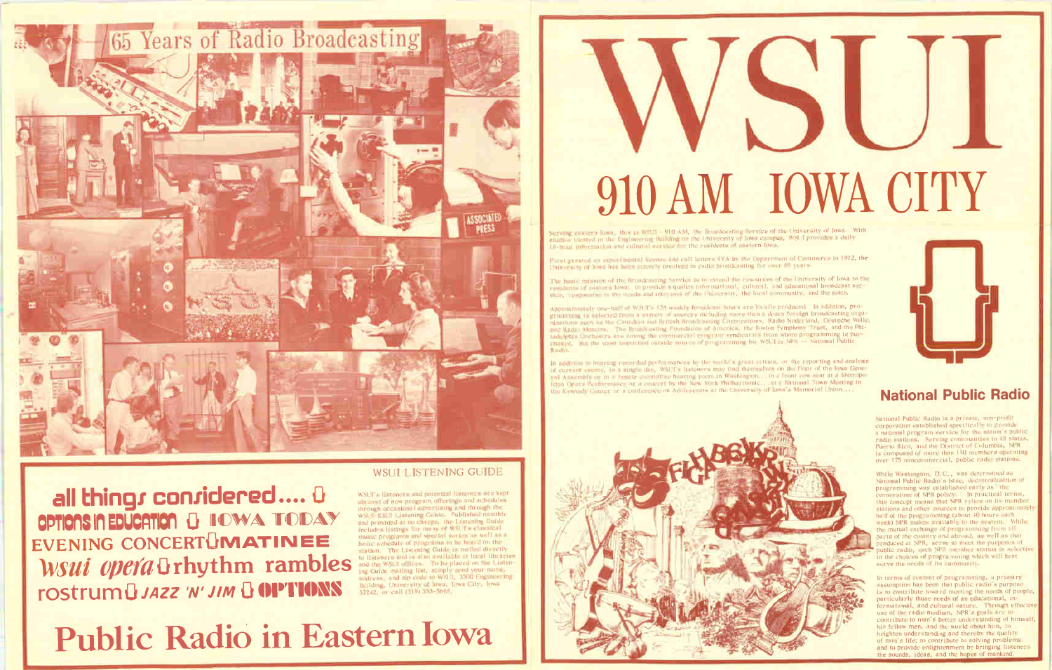# 65 Years of Radio Broadcasting

**all things considered.... OPTIONS IN EDUCATION IOWA TODAY EVENING CONCERT MATINEE *wsui opera* rhythm rambles rostrum *JAZZ 'N' JIM* OPTIONS**

## WSUI LISTENING GUIDE

WSUI's listeners and potential listeners are kept abreast of new program offerings and schedules through occasional advertising and through the WSUI-KSUI Listening Guide. Published monthly and provided at no charge, the Listening Guide includes listings for many of WSUI's classical music programs and special series as well as a basic schedule of programs to be heard on the station. The Listening Guide is mailed directly to listeners and is also available at local libraries and the WSUI offices. To be placed on the Listening Guide mailing list, simply send your name, address, and zip code to WSUI, 3300 Engineering Building, University of Iowa, Iowa City, Iowa 52242, or call (319) 353-5665.

# Public Radio in Eastern Iowa

# WSUI

# 910 AM IOWA CITY

Serving eastern Iowa, this is WSUI - 910 AM, the Broadcasting Service of the University of Iowa. With studios located in the Engineering Building on the University of Iowa campus, WSUI provides a daily 18-hour information and cultural service for the residents of eastern Iowa.

First granted an experimental license and call letters 9YA by the Department of Commerce in 1912, the University of Iowa has been actively involved in radio broadcasting for over 65 years.

The basic mission of the Broadcasting Service is to extend the resources of the University of Iowa to the residents of eastern Iowa; to provide a quality informational, cultural, and educational broadcast service, responsive to the needs and interests of the University, the local community, and the state.

Approximately one-half of WSUI's 126 weekly broadcast hours are locally produced. In addition, programming is selected from a variety of sources including more than a dozen foreign broadcasting organizations such as the Canadian and British Broadcasting Corporations, Radio Nederland, Deutsche Welle, and Radio Moscow. The Broadcasting Foundation of America, the Boston Symphony Trust, and the Philadelphia Orchestra are among the commercial program syndicators from whom programming is purchased. But the most important outside source of programming for WSUI is NPR -- National Public Radio.

In addition to hearing recorded performances by the world's great artists, or the reporting and analysis of current events, in a single day, WSUI's listeners may find themselves on the floor of the Iowa General Assembly or in a Senate committee hearing room in Washington... in a front row seat at a Metropolitan Opera Performance or a concert by the New York Philharmonic... at a National Town Meeting in the Kennedy Center or a conference on Adolescents at the University of Iowa's Memorial Union....

## National Public Radio

National Public Radio is a private, non-profit corporation established specifically to provide a national program service for the nation's public radio stations. Serving communities in 45 states, Puerto Rico, and the District of Columbia, NPR is composed of more than 150 members operating over 175 noncommercial, public radio stations.

While Washington, D.C., was determined as National Public Radio's base, decentralization of programming was established early as "the cornerstone of NPR policy." In practical terms, this concept means that NPR relies on its member stations and other sources to provide approximately half of the programming (about 40 hours each week) NPR makes available to the system. While the mutual exchange of programming from all parts of the country and abroad, as well as that produced at NPR, serve to meet the purposes of public radio, each NPR member station is selective in the choices of programming which will best serve the needs of its community.

In terms of content of programming, a primary assumption has been that public radio's purpose is to contribute toward meeting the needs of people, particularly those needs of an educational, informational, and cultural nature. Through effective use of the radio medium, NPR's goals are to contribute to man's better understanding of himself, his fellow men, and the world about him, to heighten understanding and thereby the quality of man's life; to contribute to solving problems; and to provide enlightenment by bringing listeners the sounds, ideas, and the hopes of mankind.